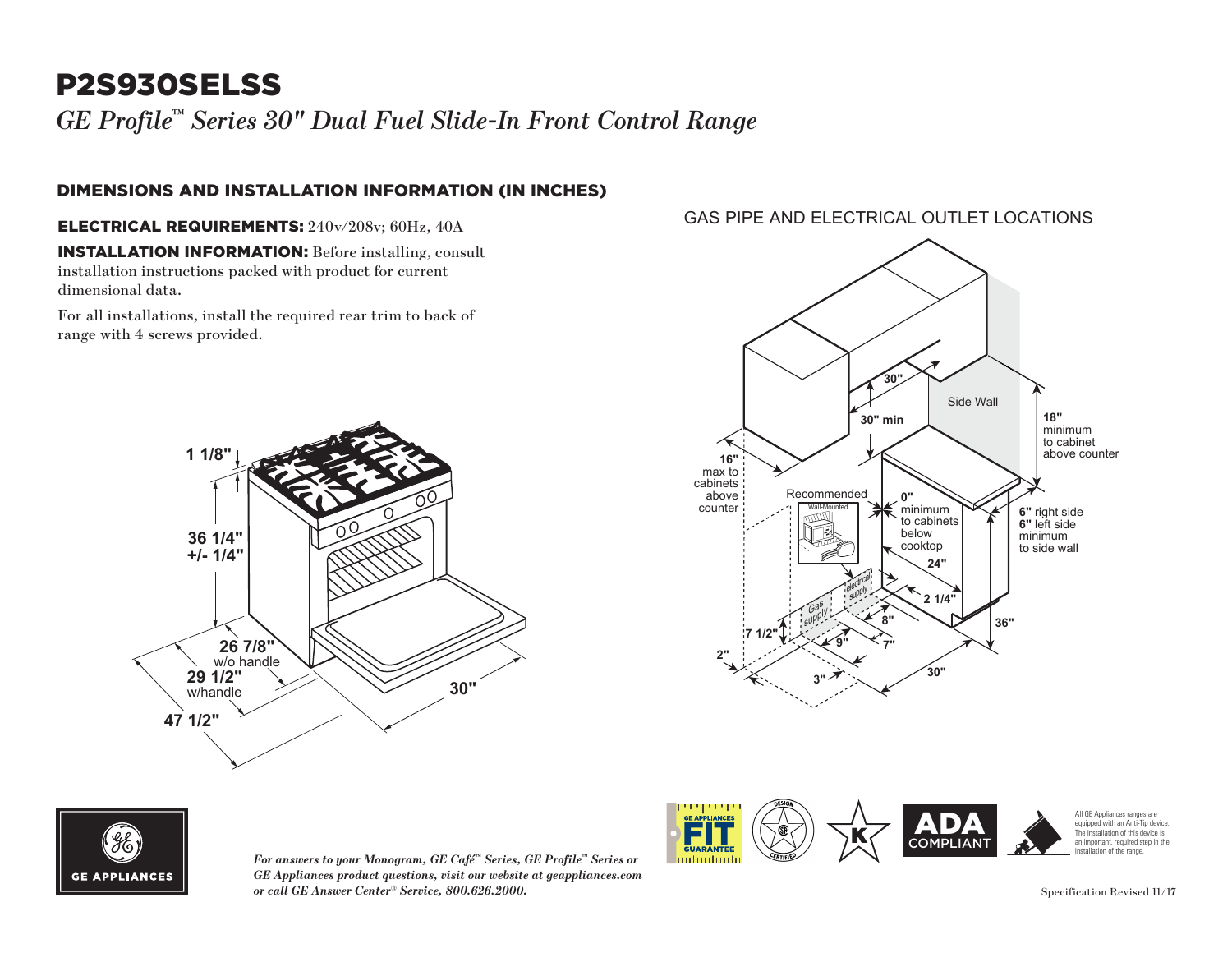# P2S930SELSS

*GE Profile™ Series 30" Dual Fuel Slide-In Front Control Range*

## DIMENSIONS AND INSTALLATION INFORMATION (IN INCHES)

**ELECTRICAL REQUIREMENTS:** 240v/208v; 60Hz, 40A

**INSTALLATION INFORMATION:** Before installing, consult installation instructions packed with product for current dimensional data.

For all installations, install the required rear trim to back of range with 4 screws provided.

1 1/8"

36 1/4" +/- 1/4"

26 7/8" w/o handle

29 1/2" w/handle

47 1/2"

30"

GAS PIPE AND ELECTRICAL OUTLET LOCATIONS

30"

30" min

Side Wall

18" minimum to cabinet above counter

16" max to cabinets above counter

Recommended Wall-Mounted

0" minimum to cabinets below cooktop

6" right side
6" left side
minimum to side wall

24"

2 1/4"

Gas supply

electrical supply

8"

7 1/2"

9"

7"

36"

2"

3"

30"

All GE Appliances ranges are equipped with an Anti-Tip device. The installation of this device is an important, required step in the installation of the range.

*For answers to your Monogram, GE Café™ Series, GE Profile™ Series or GE Appliances product questions, visit our website at geappliances.com or call GE Answer Center® Service, 800.626.2000.*

Specification Revised 11/17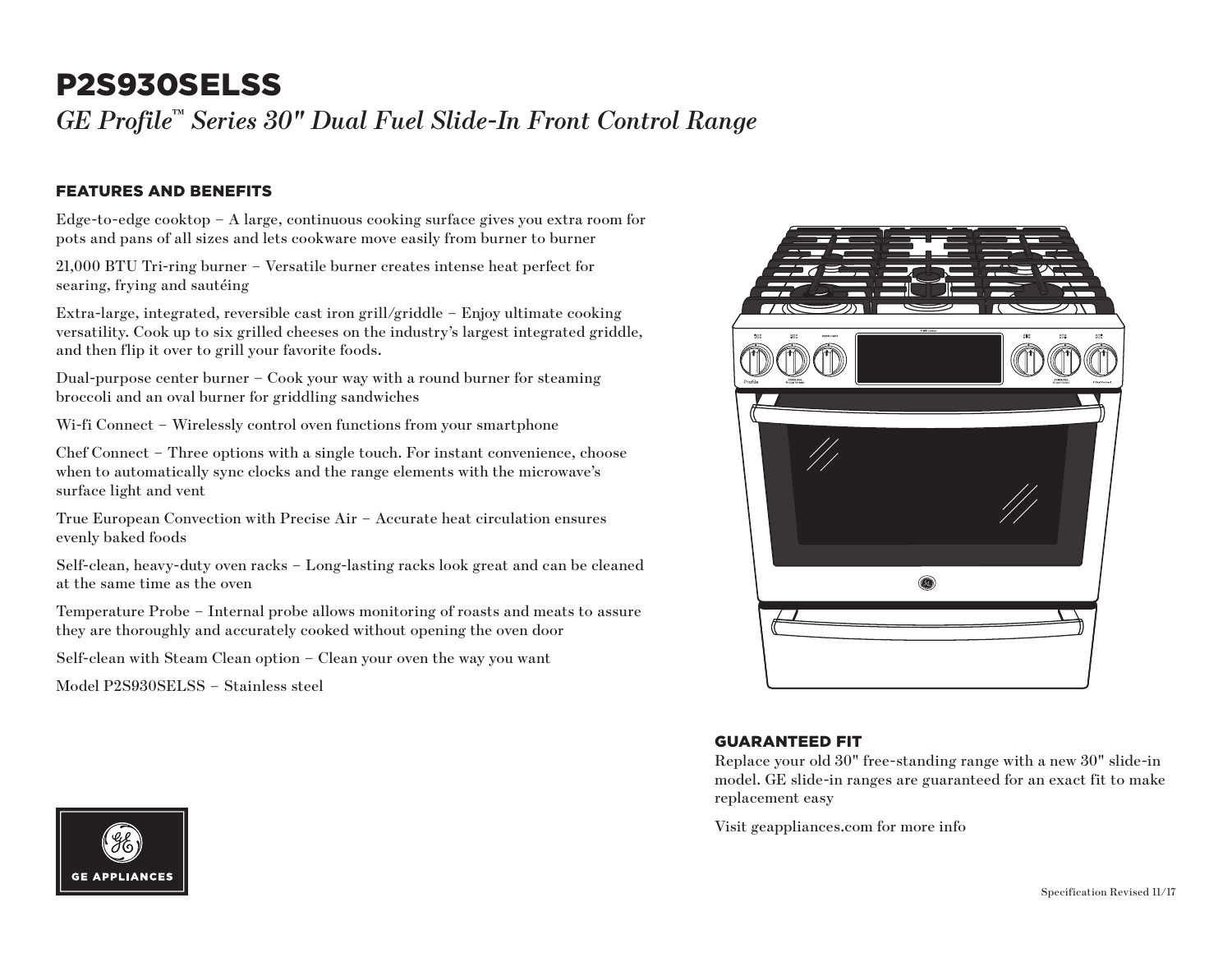# P2S930SELSS

*GE Profile™ Series 30" Dual Fuel Slide-In Front Control Range*

## FEATURES AND BENEFITS

Edge-to-edge cooktop – A large, continuous cooking surface gives you extra room for pots and pans of all sizes and lets cookware move easily from burner to burner

21,000 BTU Tri-ring burner – Versatile burner creates intense heat perfect for searing, frying and sautéing

Extra-large, integrated, reversible cast iron grill/griddle – Enjoy ultimate cooking versatility. Cook up to six grilled cheeses on the industry's largest integrated griddle, and then flip it over to grill your favorite foods.

Dual-purpose center burner – Cook your way with a round burner for steaming broccoli and an oval burner for griddling sandwiches

Wi-fi Connect – Wirelessly control oven functions from your smartphone

Chef Connect – Three options with a single touch. For instant convenience, choose when to automatically sync clocks and the range elements with the microwave's surface light and vent

True European Convection with Precise Air – Accurate heat circulation ensures evenly baked foods

Self-clean, heavy-duty oven racks – Long-lasting racks look great and can be cleaned at the same time as the oven

Temperature Probe – Internal probe allows monitoring of roasts and meats to assure they are thoroughly and accurately cooked without opening the oven door

Self-clean with Steam Clean option – Clean your oven the way you want

Model P2S930SELSS – Stainless steel

## GUARANTEED FIT

Replace your old 30" free-standing range with a new 30" slide-in model. GE slide-in ranges are guaranteed for an exact fit to make replacement easy

Visit geappliances.com for more info

GE APPLIANCES

Specification Revised 11/17